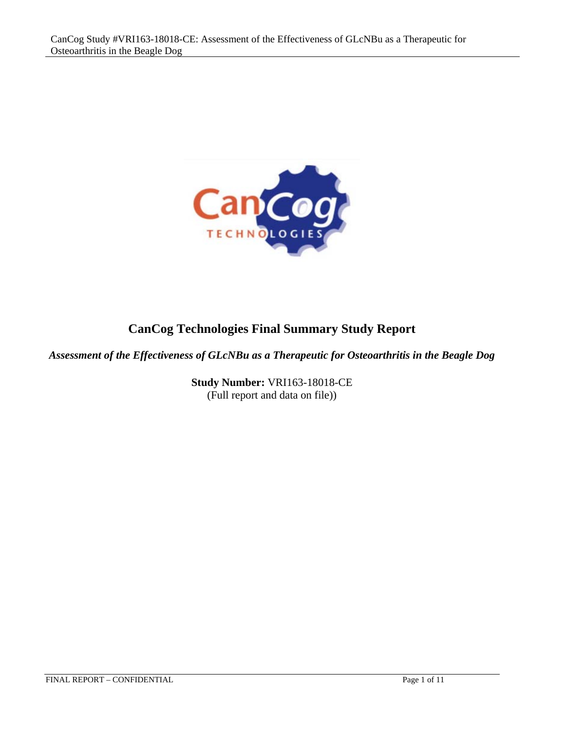# CanCog Technologies Final Summary Study Report

***Assessment of the Effectiveness of GLcNBu as a Therapeutic for Osteoarthritis in the Beagle Dog***

**Study Number:** VRI163-18018-CE
(Full report and data on file))

FINAL REPORT – CONFIDENTIAL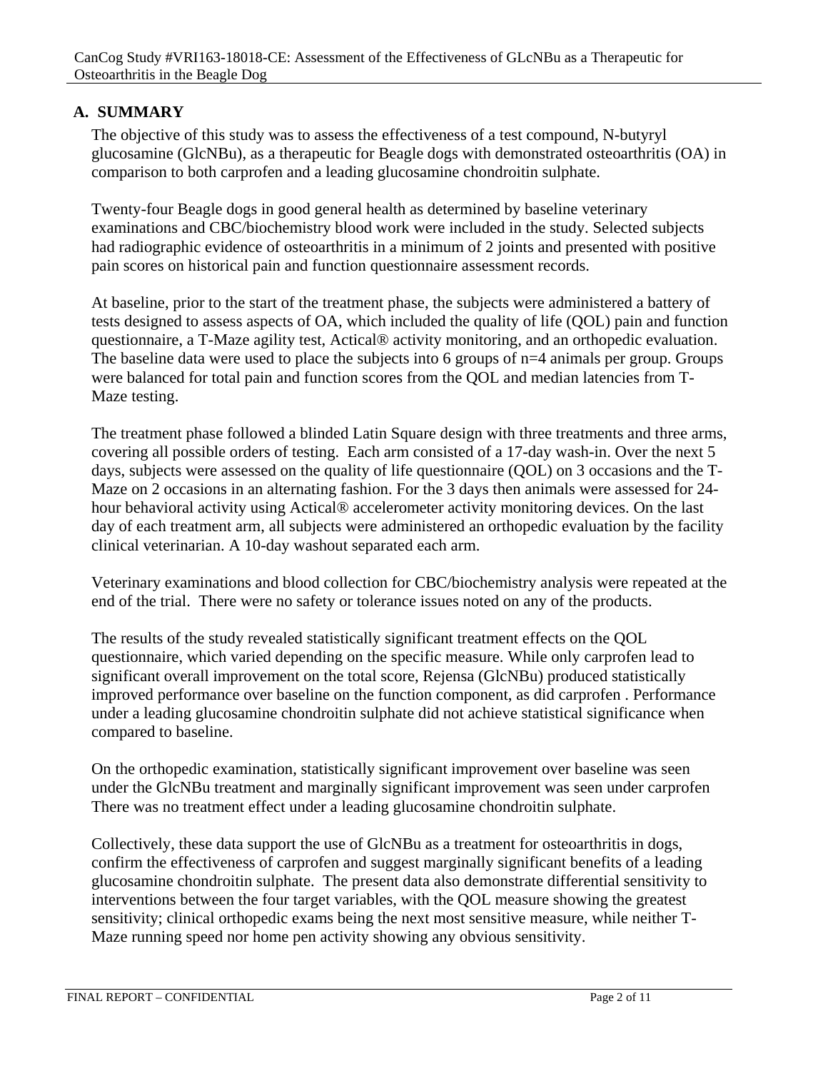## A. SUMMARY

The objective of this study was to assess the effectiveness of a test compound, N-butyryl glucosamine (GlcNBu), as a therapeutic for Beagle dogs with demonstrated osteoarthritis (OA) in comparison to both carprofen and a leading glucosamine chondroitin sulphate.

Twenty-four Beagle dogs in good general health as determined by baseline veterinary examinations and CBC/biochemistry blood work were included in the study. Selected subjects had radiographic evidence of osteoarthritis in a minimum of 2 joints and presented with positive pain scores on historical pain and function questionnaire assessment records.

At baseline, prior to the start of the treatment phase, the subjects were administered a battery of tests designed to assess aspects of OA, which included the quality of life (QOL) pain and function questionnaire, a T-Maze agility test, Actical® activity monitoring, and an orthopedic evaluation. The baseline data were used to place the subjects into 6 groups of n=4 animals per group. Groups were balanced for total pain and function scores from the QOL and median latencies from T-Maze testing.

The treatment phase followed a blinded Latin Square design with three treatments and three arms, covering all possible orders of testing. Each arm consisted of a 17-day wash-in. Over the next 5 days, subjects were assessed on the quality of life questionnaire (QOL) on 3 occasions and the T-Maze on 2 occasions in an alternating fashion. For the 3 days then animals were assessed for 24-hour behavioral activity using Actical® accelerometer activity monitoring devices. On the last day of each treatment arm, all subjects were administered an orthopedic evaluation by the facility clinical veterinarian. A 10-day washout separated each arm.

Veterinary examinations and blood collection for CBC/biochemistry analysis were repeated at the end of the trial. There were no safety or tolerance issues noted on any of the products.

The results of the study revealed statistically significant treatment effects on the QOL questionnaire, which varied depending on the specific measure. While only carprofen lead to significant overall improvement on the total score, Rejensa (GlcNBu) produced statistically improved performance over baseline on the function component, as did carprofen . Performance under a leading glucosamine chondroitin sulphate did not achieve statistical significance when compared to baseline.

On the orthopedic examination, statistically significant improvement over baseline was seen under the GlcNBu treatment and marginally significant improvement was seen under carprofen There was no treatment effect under a leading glucosamine chondroitin sulphate.

Collectively, these data support the use of GlcNBu as a treatment for osteoarthritis in dogs, confirm the effectiveness of carprofen and suggest marginally significant benefits of a leading glucosamine chondroitin sulphate. The present data also demonstrate differential sensitivity to interventions between the four target variables, with the QOL measure showing the greatest sensitivity; clinical orthopedic exams being the next most sensitive measure, while neither T-Maze running speed nor home pen activity showing any obvious sensitivity.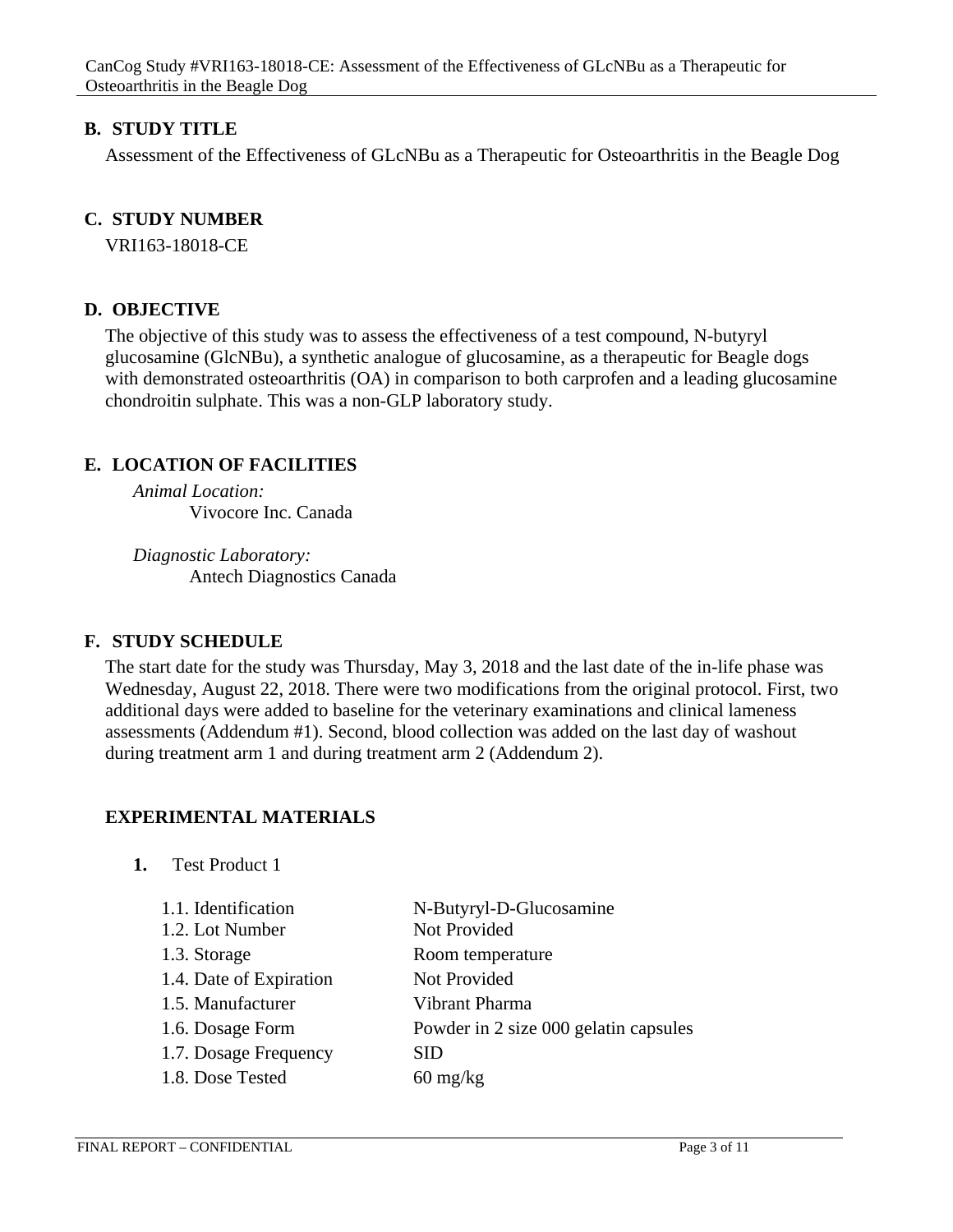## B. STUDY TITLE

Assessment of the Effectiveness of GLcNBu as a Therapeutic for Osteoarthritis in the Beagle Dog

## C. STUDY NUMBER

VRI163-18018-CE

## D. OBJECTIVE

The objective of this study was to assess the effectiveness of a test compound, N-butyryl glucosamine (GlcNBu), a synthetic analogue of glucosamine, as a therapeutic for Beagle dogs with demonstrated osteoarthritis (OA) in comparison to both carprofen and a leading glucosamine chondroitin sulphate. This was a non-GLP laboratory study.

## E. LOCATION OF FACILITIES

*Animal Location:*
Vivocore Inc. Canada

*Diagnostic Laboratory:*
Antech Diagnostics Canada

## F. STUDY SCHEDULE

The start date for the study was Thursday, May 3, 2018 and the last date of the in-life phase was Wednesday, August 22, 2018. There were two modifications from the original protocol. First, two additional days were added to baseline for the veterinary examinations and clinical lameness assessments (Addendum #1). Second, blood collection was added on the last day of washout during treatment arm 1 and during treatment arm 2 (Addendum 2).

## EXPERIMENTAL MATERIALS

**1.** Test Product 1

| | |
|---|---|
| 1.1. Identification | N-Butyryl-D-Glucosamine |
| 1.2. Lot Number | Not Provided |
| 1.3. Storage | Room temperature |
| 1.4. Date of Expiration | Not Provided |
| 1.5. Manufacturer | Vibrant Pharma |
| 1.6. Dosage Form | Powder in 2 size 000 gelatin capsules |
| 1.7. Dosage Frequency | SID |
| 1.8. Dose Tested | 60 mg/kg |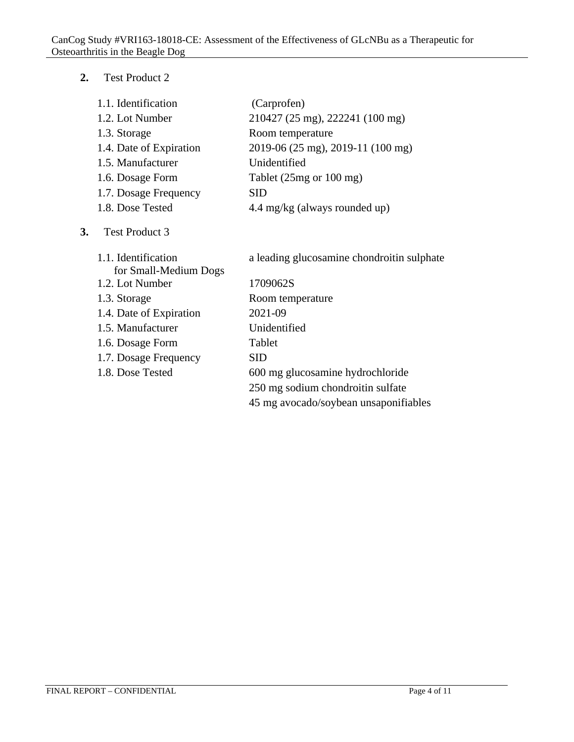**2.** Test Product 2

| | |
|---|---|
| 1.1. Identification | (Carprofen) |
| 1.2. Lot Number | 210427 (25 mg), 222241 (100 mg) |
| 1.3. Storage | Room temperature |
| 1.4. Date of Expiration | 2019-06 (25 mg), 2019-11 (100 mg) |
| 1.5. Manufacturer | Unidentified |
| 1.6. Dosage Form | Tablet (25mg or 100 mg) |
| 1.7. Dosage Frequency | SID |
| 1.8. Dose Tested | 4.4 mg/kg (always rounded up) |

**3.** Test Product 3

| | |
|---|---|
| 1.1. Identification | a leading glucosamine chondroitin sulphate for Small-Medium Dogs |
| 1.2. Lot Number | 1709062S |
| 1.3. Storage | Room temperature |
| 1.4. Date of Expiration | 2021-09 |
| 1.5. Manufacturer | Unidentified |
| 1.6. Dosage Form | Tablet |
| 1.7. Dosage Frequency | SID |
| 1.8. Dose Tested | 600 mg glucosamine hydrochloride<br>250 mg sodium chondroitin sulfate<br>45 mg avocado/soybean unsaponifiables |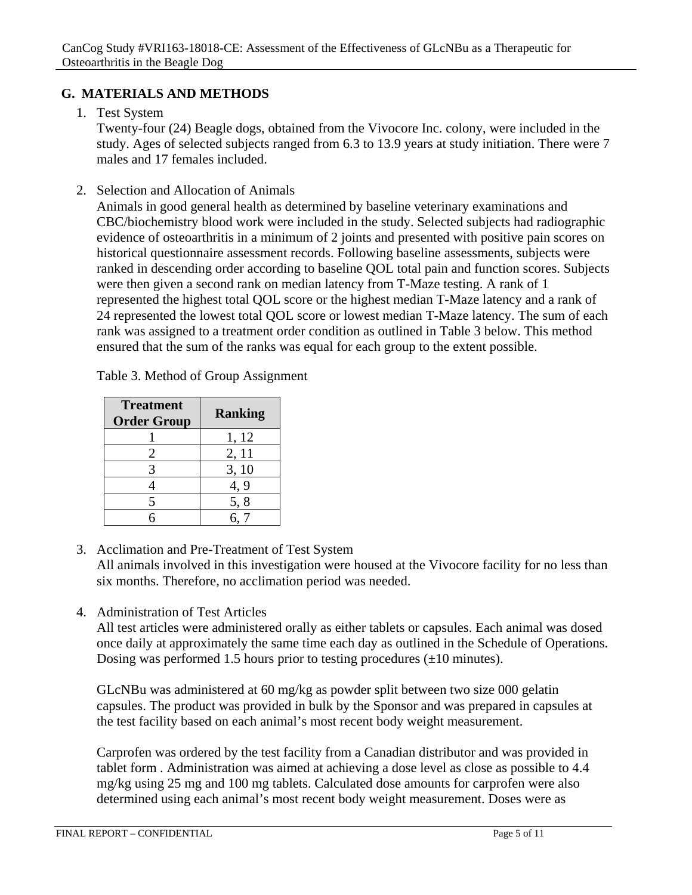## G. MATERIALS AND METHODS

1. Test System

   Twenty-four (24) Beagle dogs, obtained from the Vivocore Inc. colony, were included in the study. Ages of selected subjects ranged from 6.3 to 13.9 years at study initiation. There were 7 males and 17 females included.

2. Selection and Allocation of Animals

   Animals in good general health as determined by baseline veterinary examinations and CBC/biochemistry blood work were included in the study. Selected subjects had radiographic evidence of osteoarthritis in a minimum of 2 joints and presented with positive pain scores on historical questionnaire assessment records. Following baseline assessments, subjects were ranked in descending order according to baseline QOL total pain and function scores. Subjects were then given a second rank on median latency from T-Maze testing. A rank of 1 represented the highest total QOL score or the highest median T-Maze latency and a rank of 24 represented the lowest total QOL score or lowest median T-Maze latency. The sum of each rank was assigned to a treatment order condition as outlined in Table 3 below. This method ensured that the sum of the ranks was equal for each group to the extent possible.

   Table 3. Method of Group Assignment

   | Treatment Order Group | Ranking |
   |---|---|
   | 1 | 1, 12 |
   | 2 | 2, 11 |
   | 3 | 3, 10 |
   | 4 | 4, 9 |
   | 5 | 5, 8 |
   | 6 | 6, 7 |

3. Acclimation and Pre-Treatment of Test System

   All animals involved in this investigation were housed at the Vivocore facility for no less than six months. Therefore, no acclimation period was needed.

4. Administration of Test Articles

   All test articles were administered orally as either tablets or capsules. Each animal was dosed once daily at approximately the same time each day as outlined in the Schedule of Operations. Dosing was performed 1.5 hours prior to testing procedures (±10 minutes).

   GLcNBu was administered at 60 mg/kg as powder split between two size 000 gelatin capsules. The product was provided in bulk by the Sponsor and was prepared in capsules at the test facility based on each animal's most recent body weight measurement.

   Carprofen was ordered by the test facility from a Canadian distributor and was provided in tablet form . Administration was aimed at achieving a dose level as close as possible to 4.4 mg/kg using 25 mg and 100 mg tablets. Calculated dose amounts for carprofen were also determined using each animal's most recent body weight measurement. Doses were as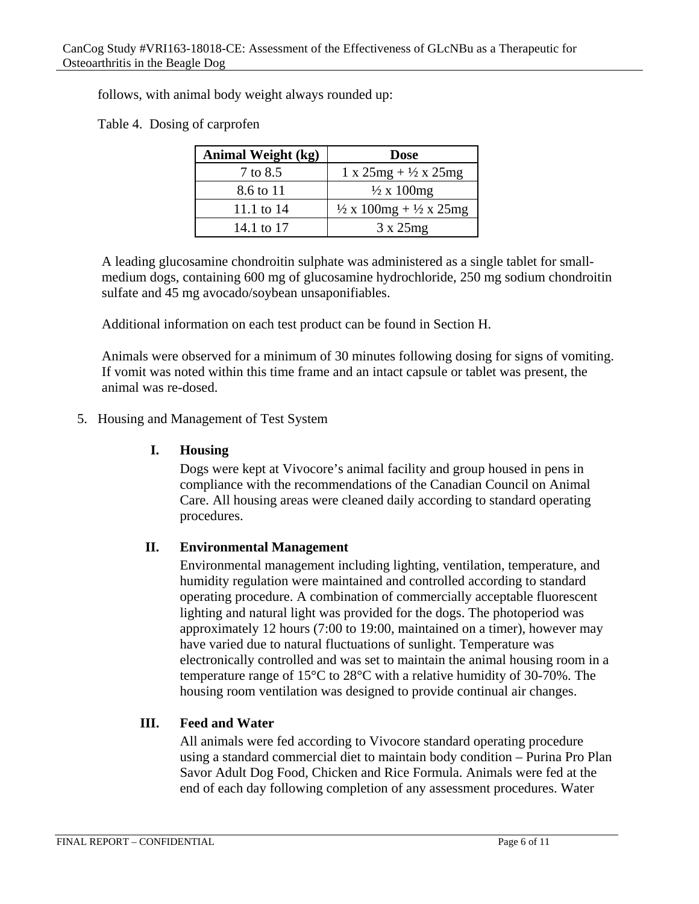follows, with animal body weight always rounded up:

Table 4. Dosing of carprofen

| Animal Weight (kg) | Dose |
|---|---|
| 7 to 8.5 | 1 x 25mg + ½ x 25mg |
| 8.6 to 11 | ½ x 100mg |
| 11.1 to 14 | ½ x 100mg + ½ x 25mg |
| 14.1 to 17 | 3 x 25mg |

A leading glucosamine chondroitin sulphate was administered as a single tablet for small-medium dogs, containing 600 mg of glucosamine hydrochloride, 250 mg sodium chondroitin sulfate and 45 mg avocado/soybean unsaponifiables.

Additional information on each test product can be found in Section H.

Animals were observed for a minimum of 30 minutes following dosing for signs of vomiting. If vomit was noted within this time frame and an intact capsule or tablet was present, the animal was re-dosed.

5. Housing and Management of Test System

### I. Housing

Dogs were kept at Vivocore's animal facility and group housed in pens in compliance with the recommendations of the Canadian Council on Animal Care. All housing areas were cleaned daily according to standard operating procedures.

### II. Environmental Management

Environmental management including lighting, ventilation, temperature, and humidity regulation were maintained and controlled according to standard operating procedure. A combination of commercially acceptable fluorescent lighting and natural light was provided for the dogs. The photoperiod was approximately 12 hours (7:00 to 19:00, maintained on a timer), however may have varied due to natural fluctuations of sunlight. Temperature was electronically controlled and was set to maintain the animal housing room in a temperature range of 15°C to 28°C with a relative humidity of 30-70%. The housing room ventilation was designed to provide continual air changes.

### III. Feed and Water

All animals were fed according to Vivocore standard operating procedure using a standard commercial diet to maintain body condition – Purina Pro Plan Savor Adult Dog Food, Chicken and Rice Formula. Animals were fed at the end of each day following completion of any assessment procedures. Water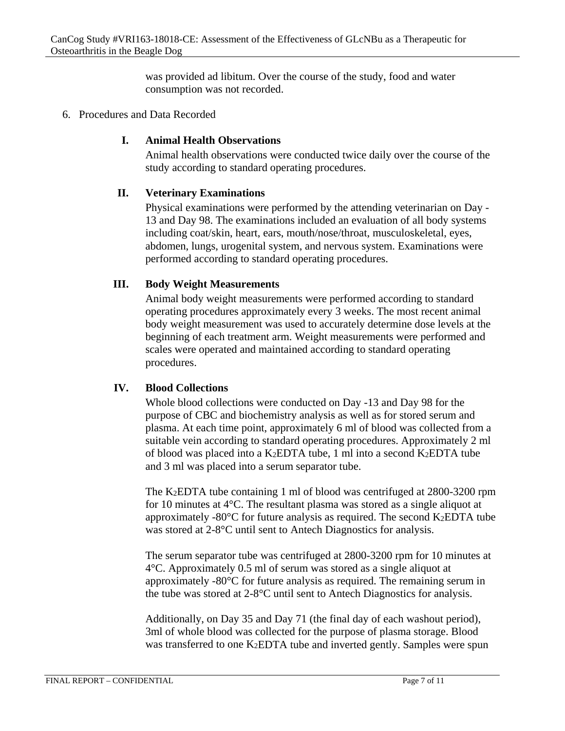was provided ad libitum. Over the course of the study, food and water consumption was not recorded.

6. Procedures and Data Recorded

### I. Animal Health Observations

Animal health observations were conducted twice daily over the course of the study according to standard operating procedures.

### II. Veterinary Examinations

Physical examinations were performed by the attending veterinarian on Day -13 and Day 98. The examinations included an evaluation of all body systems including coat/skin, heart, ears, mouth/nose/throat, musculoskeletal, eyes, abdomen, lungs, urogenital system, and nervous system. Examinations were performed according to standard operating procedures.

### III. Body Weight Measurements

Animal body weight measurements were performed according to standard operating procedures approximately every 3 weeks. The most recent animal body weight measurement was used to accurately determine dose levels at the beginning of each treatment arm. Weight measurements were performed and scales were operated and maintained according to standard operating procedures.

### IV. Blood Collections

Whole blood collections were conducted on Day -13 and Day 98 for the purpose of CBC and biochemistry analysis as well as for stored serum and plasma. At each time point, approximately 6 ml of blood was collected from a suitable vein according to standard operating procedures. Approximately 2 ml of blood was placed into a $K_2$EDTA tube, 1 ml into a second $K_2$EDTA tube and 3 ml was placed into a serum separator tube.

The $K_2$EDTA tube containing 1 ml of blood was centrifuged at 2800-3200 rpm for 10 minutes at 4°C. The resultant plasma was stored as a single aliquot at approximately -80°C for future analysis as required. The second $K_2$EDTA tube was stored at 2-8°C until sent to Antech Diagnostics for analysis.

The serum separator tube was centrifuged at 2800-3200 rpm for 10 minutes at 4°C. Approximately 0.5 ml of serum was stored as a single aliquot at approximately -80°C for future analysis as required. The remaining serum in the tube was stored at 2-8°C until sent to Antech Diagnostics for analysis.

Additionally, on Day 35 and Day 71 (the final day of each washout period), 3ml of whole blood was collected for the purpose of plasma storage. Blood was transferred to one $K_2$EDTA tube and inverted gently. Samples were spun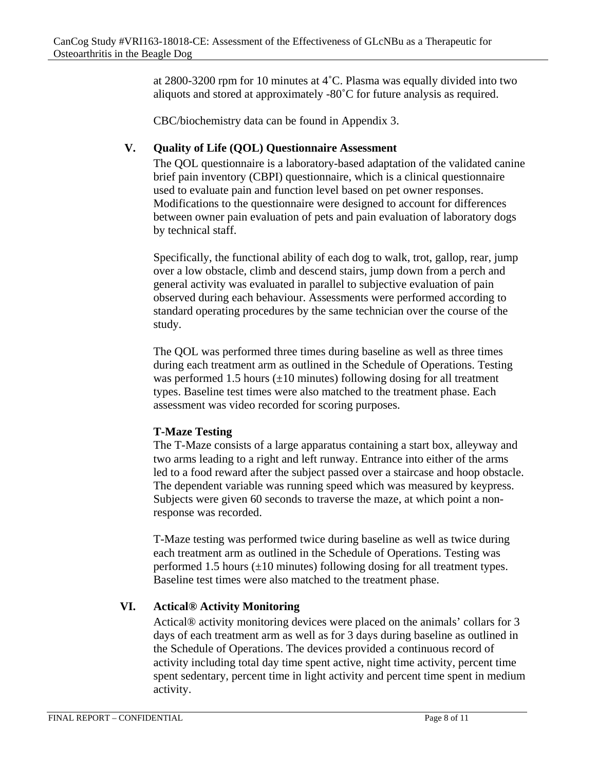at 2800-3200 rpm for 10 minutes at 4˚C. Plasma was equally divided into two aliquots and stored at approximately -80˚C for future analysis as required.

CBC/biochemistry data can be found in Appendix 3.

## V. Quality of Life (QOL) Questionnaire Assessment

The QOL questionnaire is a laboratory-based adaptation of the validated canine brief pain inventory (CBPI) questionnaire, which is a clinical questionnaire used to evaluate pain and function level based on pet owner responses. Modifications to the questionnaire were designed to account for differences between owner pain evaluation of pets and pain evaluation of laboratory dogs by technical staff.

Specifically, the functional ability of each dog to walk, trot, gallop, rear, jump over a low obstacle, climb and descend stairs, jump down from a perch and general activity was evaluated in parallel to subjective evaluation of pain observed during each behaviour. Assessments were performed according to standard operating procedures by the same technician over the course of the study.

The QOL was performed three times during baseline as well as three times during each treatment arm as outlined in the Schedule of Operations. Testing was performed 1.5 hours (±10 minutes) following dosing for all treatment types. Baseline test times were also matched to the treatment phase. Each assessment was video recorded for scoring purposes.

### T-Maze Testing

The T-Maze consists of a large apparatus containing a start box, alleyway and two arms leading to a right and left runway. Entrance into either of the arms led to a food reward after the subject passed over a staircase and hoop obstacle. The dependent variable was running speed which was measured by keypress. Subjects were given 60 seconds to traverse the maze, at which point a non-response was recorded.

T-Maze testing was performed twice during baseline as well as twice during each treatment arm as outlined in the Schedule of Operations. Testing was performed 1.5 hours (±10 minutes) following dosing for all treatment types. Baseline test times were also matched to the treatment phase.

## VI. Actical® Activity Monitoring

Actical® activity monitoring devices were placed on the animals' collars for 3 days of each treatment arm as well as for 3 days during baseline as outlined in the Schedule of Operations. The devices provided a continuous record of activity including total day time spent active, night time activity, percent time spent sedentary, percent time in light activity and percent time spent in medium activity.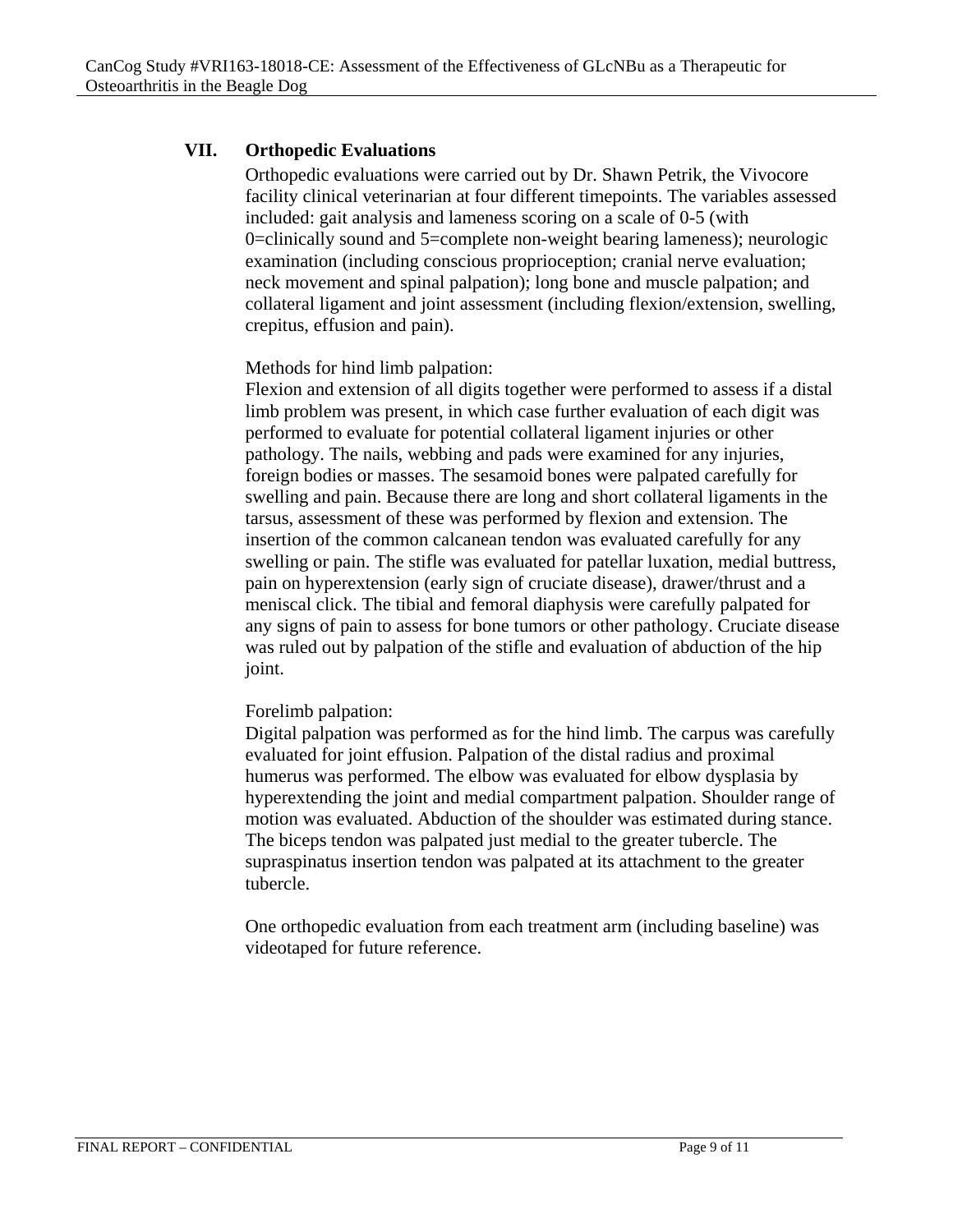## VII. Orthopedic Evaluations

Orthopedic evaluations were carried out by Dr. Shawn Petrik, the Vivocore facility clinical veterinarian at four different timepoints. The variables assessed included: gait analysis and lameness scoring on a scale of 0-5 (with 0=clinically sound and 5=complete non-weight bearing lameness); neurologic examination (including conscious proprioception; cranial nerve evaluation; neck movement and spinal palpation); long bone and muscle palpation; and collateral ligament and joint assessment (including flexion/extension, swelling, crepitus, effusion and pain).

Methods for hind limb palpation:
Flexion and extension of all digits together were performed to assess if a distal limb problem was present, in which case further evaluation of each digit was performed to evaluate for potential collateral ligament injuries or other pathology. The nails, webbing and pads were examined for any injuries, foreign bodies or masses. The sesamoid bones were palpated carefully for swelling and pain. Because there are long and short collateral ligaments in the tarsus, assessment of these was performed by flexion and extension. The insertion of the common calcanean tendon was evaluated carefully for any swelling or pain. The stifle was evaluated for patellar luxation, medial buttress, pain on hyperextension (early sign of cruciate disease), drawer/thrust and a meniscal click. The tibial and femoral diaphysis were carefully palpated for any signs of pain to assess for bone tumors or other pathology. Cruciate disease was ruled out by palpation of the stifle and evaluation of abduction of the hip joint.

Forelimb palpation:
Digital palpation was performed as for the hind limb. The carpus was carefully evaluated for joint effusion. Palpation of the distal radius and proximal humerus was performed. The elbow was evaluated for elbow dysplasia by hyperextending the joint and medial compartment palpation. Shoulder range of motion was evaluated. Abduction of the shoulder was estimated during stance. The biceps tendon was palpated just medial to the greater tubercle. The supraspinatus insertion tendon was palpated at its attachment to the greater tubercle.

One orthopedic evaluation from each treatment arm (including baseline) was videotaped for future reference.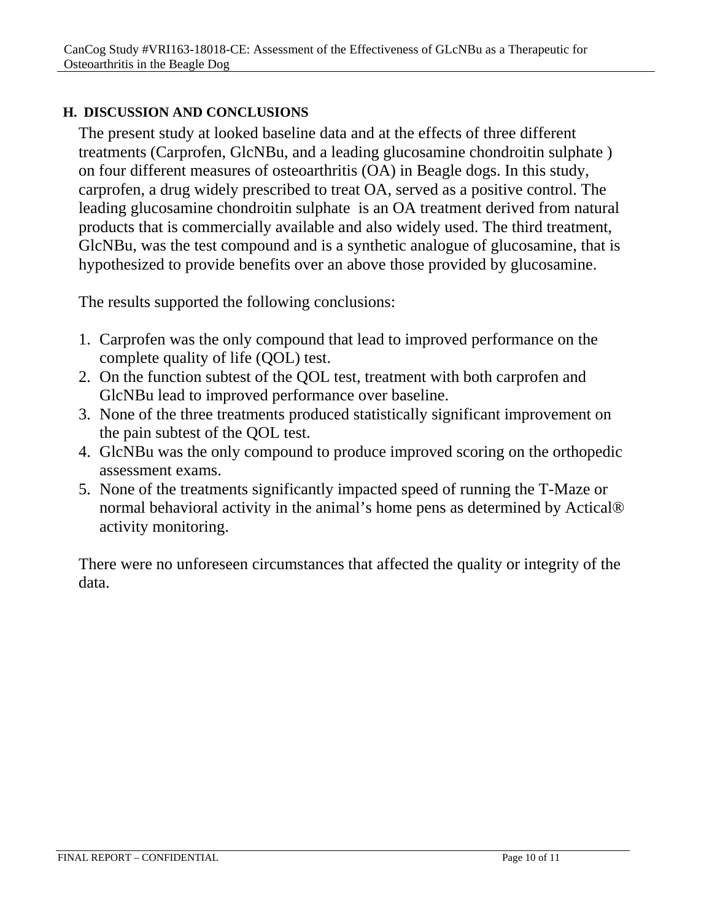## H. DISCUSSION AND CONCLUSIONS

The present study at looked baseline data and at the effects of three different treatments (Carprofen, GlcNBu, and a leading glucosamine chondroitin sulphate ) on four different measures of osteoarthritis (OA) in Beagle dogs. In this study, carprofen, a drug widely prescribed to treat OA, served as a positive control. The leading glucosamine chondroitin sulphate is an OA treatment derived from natural products that is commercially available and also widely used. The third treatment, GlcNBu, was the test compound and is a synthetic analogue of glucosamine, that is hypothesized to provide benefits over an above those provided by glucosamine.

The results supported the following conclusions:

1. Carprofen was the only compound that lead to improved performance on the complete quality of life (QOL) test.
2. On the function subtest of the QOL test, treatment with both carprofen and GlcNBu lead to improved performance over baseline.
3. None of the three treatments produced statistically significant improvement on the pain subtest of the QOL test.
4. GlcNBu was the only compound to produce improved scoring on the orthopedic assessment exams.
5. None of the treatments significantly impacted speed of running the T-Maze or normal behavioral activity in the animal's home pens as determined by Actical® activity monitoring.

There were no unforeseen circumstances that affected the quality or integrity of the data.